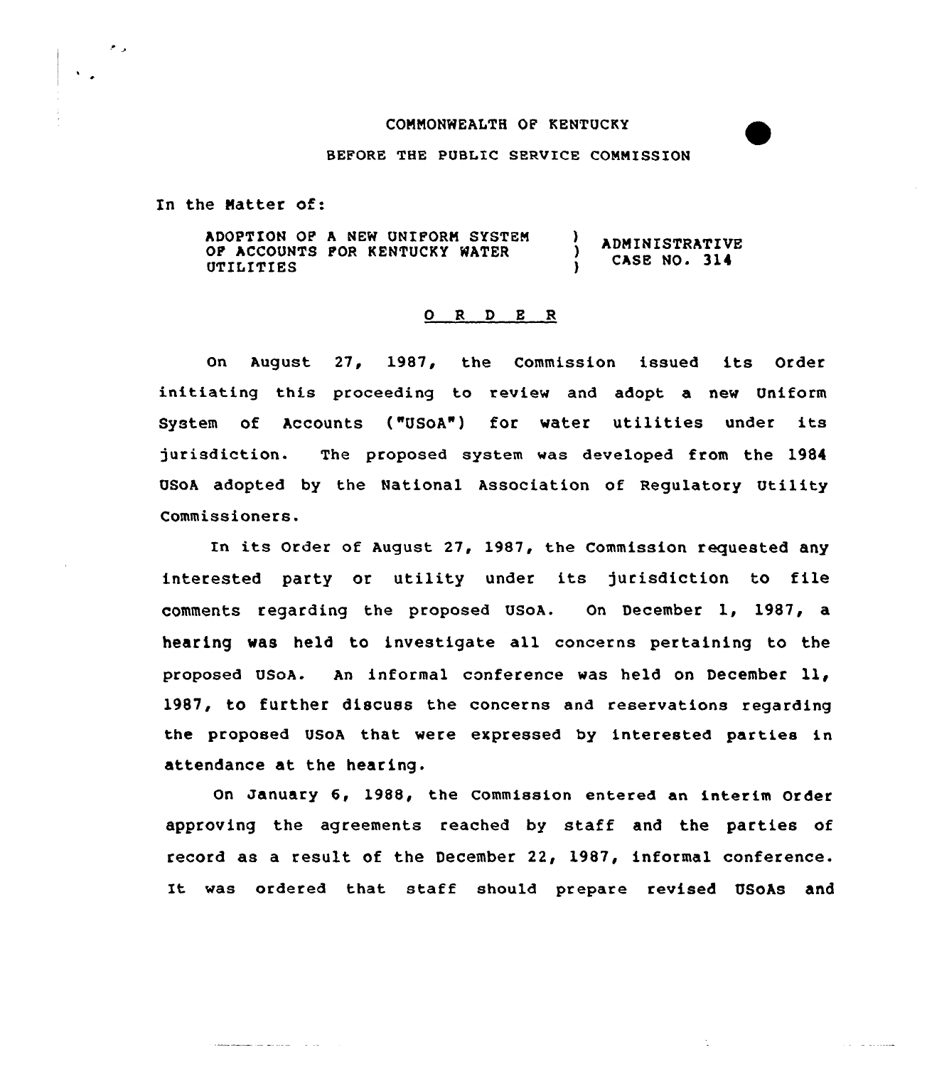COMMONWEALTH OF KENTUCKY

BEFORE THE PUBLIC SERVICE COMMISSION

In the Matter of:

| ADOPTION OF A NEW UNIFORM SYSTEM OF ACCOUNTS FOR KENTUCKY WATER UTILITIES | ) ) ) | ADMINISTRATIVE CASE NO. 314 |
|---|---|---|

O R D E R

On August 27, 1987, the Commission issued its Order initiating this proceeding to review and adopt a new Uniform System of Accounts ("USoA") for water utilities under its jurisdiction. The proposed system was developed from the 1984 USoA adopted by the National Association of Regulatory Utility Commissioners.

In its Order of August 27, 1987, the Commission requested any interested party or utility under its jurisdiction to file comments regarding the proposed USoA. On December 1, 1987, a hearing was held to investigate all concerns pertaining to the proposed USoA. An informal conference was held on December 11, 1987, to further discuss the concerns and reservations regarding the proposed USoA that were expressed by interested parties in attendance at the hearing.

On January 6, 1988, the Commission entered an interim Order approving the agreements reached by staff and the parties of record as a result of the December 22, 1987, informal conference. It was ordered that staff should prepare revised USoAs and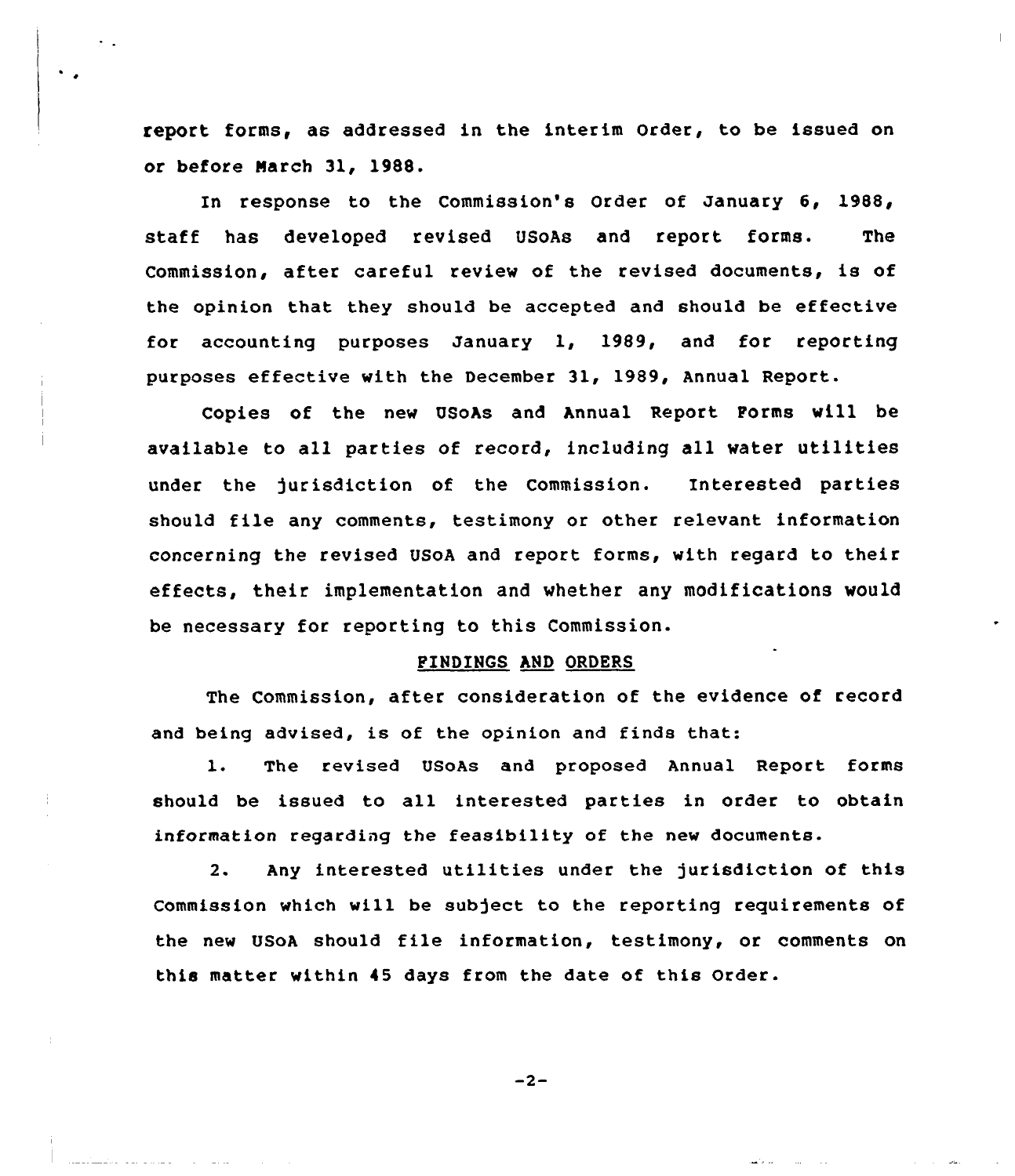report forms, as addressed in the interim Order, to be issued on or before March 31, 1988.

In response to the Commission's Order of January 6, 1988, staff has developed revised USoAs and report forms. The Commission, after careful review of the revised documents, is of the opinion that they should be accepted and should be effective for accounting purposes January 1, 1989, and for reporting purposes effective with the December 31, 1989, Annual Report.

Copies of the new USoAs and Annual Report Forms will be available to all parties of record, including all water utilities under the jurisdiction of the Commission. Interested parties should file any comments, testimony or other relevant information concerning the revised USoA and report forms, with regard to their effects, their implementation and whether any modifications would be necessary for reporting to this Commission.

## FINDINGS AND ORDERS

The Commission, after consideration of the evidence of record and being advised, is of the opinion and finds that:

1. The revised USoAs and proposed Annual Report forms should be issued to all interested parties in order to obtain information regarding the feasibility of the new documents.

2. Any interested utilities under the jurisdiction of this Commission which will be subject to the reporting requirements of the new USoA should file information, testimony, or comments on this matter within 45 days from the date of this Order.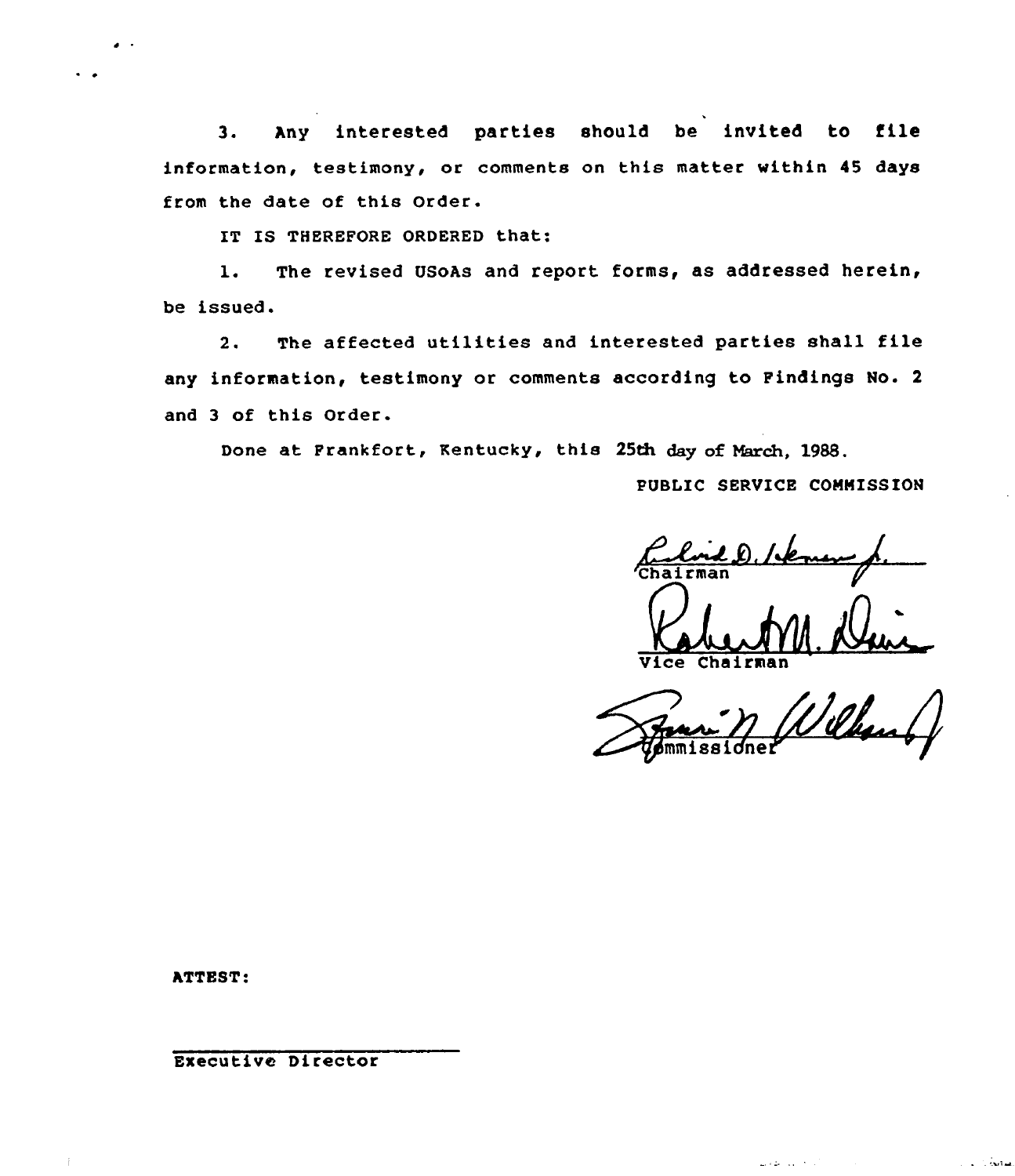3. Any interested parties should be invited to file information, testimony, or comments on this matter within 45 days from the date of this Order.

IT IS THEREFORE ORDERED that:

1. The revised USoAs and report forms, as addressed herein, be issued.

2. The affected utilities and interested parties shall file any information, testimony or comments according to Findings No. 2 and 3 of this Order.

Done at Frankfort, Kentucky, this 25th day of March, 1988.

PUBLIC SERVICE COMMISSION

Chairman

Vice Chairman

Commissioner

ATTEST:

Executive Director